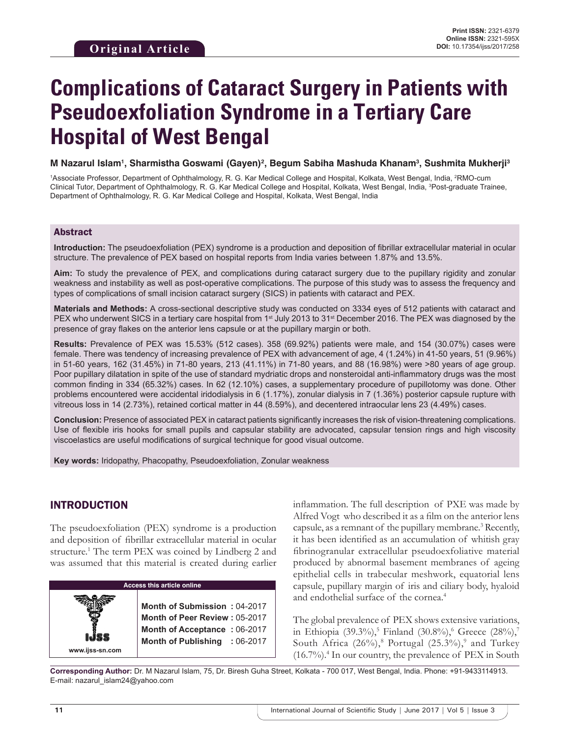Original Article

Print ISSN: 2321-6379
Online ISSN: 2321-595X
DOI: 10.17354/ijss/2017/258

# Complications of Cataract Surgery in Patients with Pseudoexfoliation Syndrome in a Tertiary Care Hospital of West Bengal

**M Nazarul Islam[1], Sharmistha Goswami (Gayen)[2], Begum Sabiha Mashuda Khanam[3], Sushmita Mukherji[3]**

[1]Associate Professor, Department of Ophthalmology, R. G. Kar Medical College and Hospital, Kolkata, West Bengal, India, [2]RMO-cum Clinical Tutor, Department of Ophthalmology, R. G. Kar Medical College and Hospital, Kolkata, West Bengal, India, [3]Post-graduate Trainee, Department of Ophthalmology, R. G. Kar Medical College and Hospital, Kolkata, West Bengal, India

## Abstract

**Introduction:** The pseudoexfoliation (PEX) syndrome is a production and deposition of fibrillar extracellular material in ocular structure. The prevalence of PEX based on hospital reports from India varies between 1.87% and 13.5%.

**Aim:** To study the prevalence of PEX, and complications during cataract surgery due to the pupillary rigidity and zonular weakness and instability as well as post-operative complications. The purpose of this study was to assess the frequency and types of complications of small incision cataract surgery (SICS) in patients with cataract and PEX.

**Materials and Methods:** A cross-sectional descriptive study was conducted on 3334 eyes of 512 patients with cataract and PEX who underwent SICS in a tertiary care hospital from 1st July 2013 to 31st December 2016. The PEX was diagnosed by the presence of gray flakes on the anterior lens capsule or at the pupillary margin or both.

**Results:** Prevalence of PEX was 15.53% (512 cases). 358 (69.92%) patients were male, and 154 (30.07%) cases were female. There was tendency of increasing prevalence of PEX with advancement of age, 4 (1.24%) in 41-50 years, 51 (9.96%) in 51-60 years, 162 (31.45%) in 71-80 years, 213 (41.11%) in 71-80 years, and 88 (16.98%) were >80 years of age group. Poor pupillary dilatation in spite of the use of standard mydriatic drops and nonsteroidal anti-inflammatory drugs was the most common finding in 334 (65.32%) cases. In 62 (12.10%) cases, a supplementary procedure of pupillotomy was done. Other problems encountered were accidental iridodialysis in 6 (1.17%), zonular dialysis in 7 (1.36%) posterior capsule rupture with vitreous loss in 14 (2.73%), retained cortical matter in 44 (8.59%), and decentered intraocular lens 23 (4.49%) cases.

**Conclusion:** Presence of associated PEX in cataract patients significantly increases the risk of vision-threatening complications. Use of flexible iris hooks for small pupils and capsular stability are advocated, capsular tension rings and high viscosity viscoelastics are useful modifications of surgical technique for good visual outcome.

**Key words:** Iridopathy, Phacopathy, Pseudoexfoliation, Zonular weakness

## INTRODUCTION

The pseudoexfoliation (PEX) syndrome is a production and deposition of fibrillar extracellular material in ocular structure.[1] The term PEX was coined by Lindberg 2 and was assumed that this material is created during earlier inflammation. The full description of PXE was made by Alfred Vogt who described it as a film on the anterior lens capsule, as a remnant of the pupillary membrane.[3] Recently, it has been identified as an accumulation of whitish gray fibrinogranular extracellular pseudoexfoliative material produced by abnormal basement membranes of ageing epithelial cells in trabecular meshwork, equatorial lens capsule, pupillary margin of iris and ciliary body, hyaloid and endothelial surface of the cornea.[4]

The global prevalence of PEX shows extensive variations, in Ethiopia (39.3%),[5] Finland (30.8%),[6] Greece (28%),[7] South Africa (26%),[8] Portugal (25.3%),[9] and Turkey (16.7%).[4] In our country, the prevalence of PEX in South

| Access this article online | |
|---|---|
| www.ijss-sn.com | **Month of Submission :** 04-2017<br>**Month of Peer Review :** 05-2017<br>**Month of Acceptance :** 06-2017<br>**Month of Publishing :** 06-2017 |

**Corresponding Author:** Dr. M Nazarul Islam, 75, Dr. Biresh Guha Street, Kolkata - 700 017, West Bengal, India. Phone: +91-9433114913. E-mail: nazarul_islam24@yahoo.com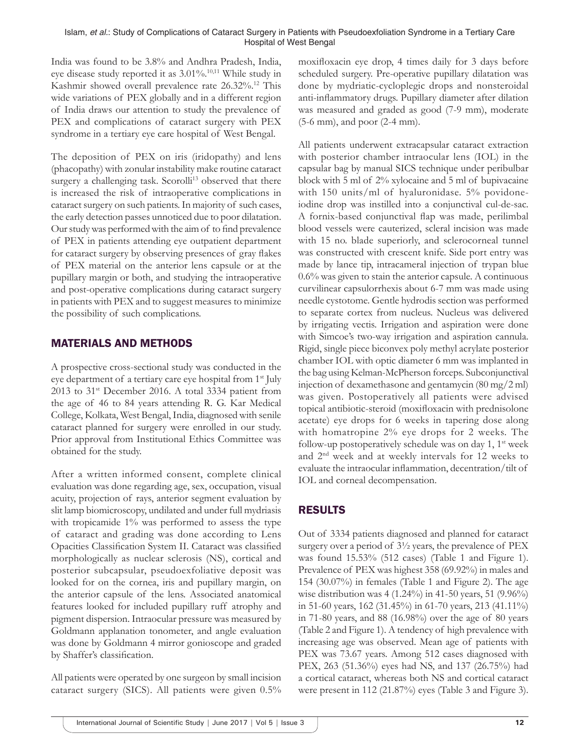India was found to be 3.8% and Andhra Pradesh, India, eye disease study reported it as 3.01%.[10,11] While study in Kashmir showed overall prevalence rate 26.32%.[12] This wide variations of PEX globally and in a different region of India draws our attention to study the prevalence of PEX and complications of cataract surgery with PEX syndrome in a tertiary eye care hospital of West Bengal.

The deposition of PEX on iris (iridopathy) and lens (phacopathy) with zonular instability make routine cataract surgery a challenging task. Scorolli[13] observed that there is increased the risk of intraoperative complications in cataract surgery on such patients. In majority of such cases, the early detection passes unnoticed due to poor dilatation. Our study was performed with the aim of to find prevalence of PEX in patients attending eye outpatient department for cataract surgery by observing presences of gray flakes of PEX material on the anterior lens capsule or at the pupillary margin or both, and studying the intraoperative and post-operative complications during cataract surgery in patients with PEX and to suggest measures to minimize the possibility of such complications.

## MATERIALS AND METHODS

A prospective cross-sectional study was conducted in the eye department of a tertiary care eye hospital from 1st July 2013 to 31st December 2016. A total 3334 patient from the age of 46 to 84 years attending R. G. Kar Medical College, Kolkata, West Bengal, India, diagnosed with senile cataract planned for surgery were enrolled in our study. Prior approval from Institutional Ethics Committee was obtained for the study.

After a written informed consent, complete clinical evaluation was done regarding age, sex, occupation, visual acuity, projection of rays, anterior segment evaluation by slit lamp biomicroscopy, undilated and under full mydriasis with tropicamide 1% was performed to assess the type of cataract and grading was done according to Lens Opacities Classification System II. Cataract was classified morphologically as nuclear sclerosis (NS), cortical and posterior subcapsular, pseudoexfoliative deposit was looked for on the cornea, iris and pupillary margin, on the anterior capsule of the lens. Associated anatomical features looked for included pupillary ruff atrophy and pigment dispersion. Intraocular pressure was measured by Goldmann applanation tonometer, and angle evaluation was done by Goldmann 4 mirror gonioscope and graded by Shaffer's classification.

All patients were operated by one surgeon by small incision cataract surgery (SICS). All patients were given 0.5% moxifloxacin eye drop, 4 times daily for 3 days before scheduled surgery. Pre-operative pupillary dilatation was done by mydriatic-cycloplegic drops and nonsteroidal anti-inflammatory drugs. Pupillary diameter after dilation was measured and graded as good (7-9 mm), moderate (5-6 mm), and poor (2-4 mm).

All patients underwent extracapsular cataract extraction with posterior chamber intraocular lens (IOL) in the capsular bag by manual SICS technique under peribulbar block with 5 ml of 2% xylocaine and 5 ml of bupivacaine with 150 units/ml of hyaluronidase. 5% povidone-iodine drop was instilled into a conjunctival cul-de-sac. A fornix-based conjunctival flap was made, perilimbal blood vessels were cauterized, scleral incision was made with 15 no. blade superiorly, and sclerocorneal tunnel was constructed with crescent knife. Side port entry was made by lance tip, intracameral injection of trypan blue 0.6% was given to stain the anterior capsule. A continuous curvilinear capsulorrhexis about 6-7 mm was made using needle cystotome. Gentle hydrodis section was performed to separate cortex from nucleus. Nucleus was delivered by irrigating vectis. Irrigation and aspiration were done with Simcoe's two-way irrigation and aspiration cannula. Rigid, single piece biconvex poly methyl acrylate posterior chamber IOL with optic diameter 6 mm was implanted in the bag using Kelman-McPherson forceps. Subconjunctival injection of dexamethasone and gentamycin (80 mg/2 ml) was given. Postoperatively all patients were advised topical antibiotic-steroid (moxifloxacin with prednisolone acetate) eye drops for 6 weeks in tapering dose along with homatropine 2% eye drops for 2 weeks. The follow-up postoperatively schedule was on day 1, 1st week and 2nd week and at weekly intervals for 12 weeks to evaluate the intraocular inflammation, decentration/tilt of IOL and corneal decompensation.

## RESULTS

Out of 3334 patients diagnosed and planned for cataract surgery over a period of 3½ years, the prevalence of PEX was found 15.53% (512 cases) (Table 1 and Figure 1). Prevalence of PEX was highest 358 (69.92%) in males and 154 (30.07%) in females (Table 1 and Figure 2). The age wise distribution was 4 (1.24%) in 41-50 years, 51 (9.96%) in 51-60 years, 162 (31.45%) in 61-70 years, 213 (41.11%) in 71-80 years, and 88 (16.98%) over the age of 80 years (Table 2 and Figure 1). A tendency of high prevalence with increasing age was observed. Mean age of patients with PEX was 73.67 years. Among 512 cases diagnosed with PEX, 263 (51.36%) eyes had NS, and 137 (26.75%) had a cortical cataract, whereas both NS and cortical cataract were present in 112 (21.87%) eyes (Table 3 and Figure 3).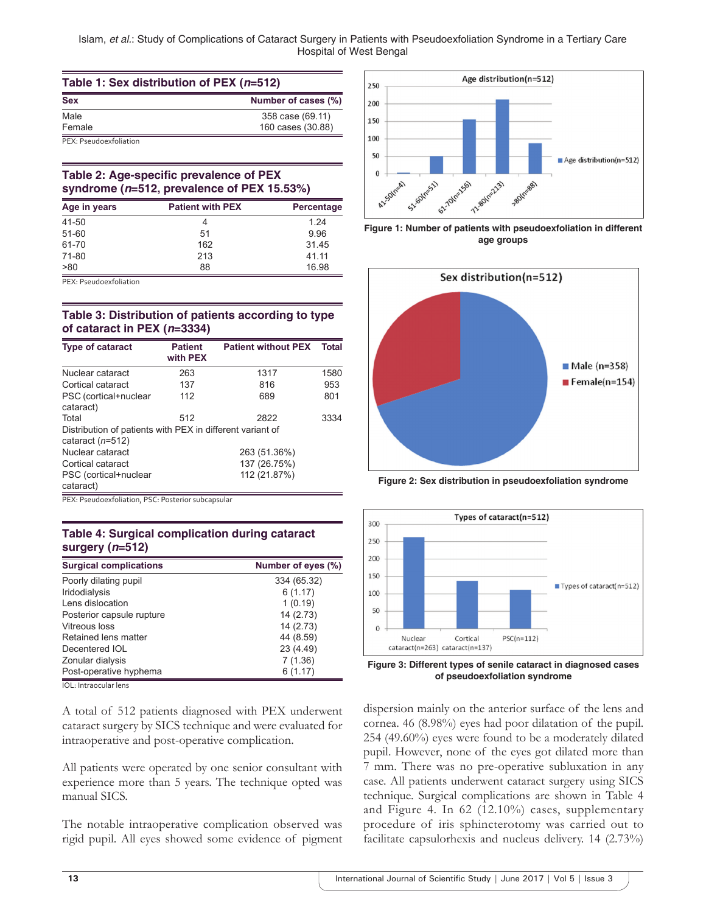**Table 1: Sex distribution of PEX (*n*=512)**

| Sex | Number of cases (%) |
|---|---|
| Male | 358 case (69.11) |
| Female | 160 cases (30.88) |

PEX: Pseudoexfoliation

**Table 2: Age-specific prevalence of PEX syndrome (*n*=512, prevalence of PEX 15.53%)**

| Age in years | Patient with PEX | Percentage |
|---|---|---|
| 41-50 | 4 | 1.24 |
| 51-60 | 51 | 9.96 |
| 61-70 | 162 | 31.45 |
| 71-80 | 213 | 41.11 |
| >80 | 88 | 16.98 |

PEX: Pseudoexfoliation

**Table 3: Distribution of patients according to type of cataract in PEX (*n*=3334)**

| Type of cataract | Patient with PEX | Patient without PEX | Total |
|---|---|---|---|
| Nuclear cataract | 263 | 1317 | 1580 |
| Cortical cataract | 137 | 816 | 953 |
| PSC (cortical+nuclear cataract) | 112 | 689 | 801 |
| Total | 512 | 2822 | 3334 |
| Distribution of patients with PEX in different variant of cataract (*n*=512) | | | |
| Nuclear cataract | | 263 (51.36%) | |
| Cortical cataract | | 137 (26.75%) | |
| PSC (cortical+nuclear cataract) | | 112 (21.87%) | |

PEX: Pseudoexfoliation, PSC: Posterior subcapsular

**Table 4: Surgical complication during cataract surgery (*n*=512)**

| Surgical complications | Number of eyes (%) |
|---|---|
| Poorly dilating pupil | 334 (65.32) |
| Iridodialysis | 6 (1.17) |
| Lens dislocation | 1 (0.19) |
| Posterior capsule rupture | 14 (2.73) |
| Vitreous loss | 14 (2.73) |
| Retained lens matter | 44 (8.59) |
| Decentered IOL | 23 (4.49) |
| Zonular dialysis | 7 (1.36) |
| Post-operative hyphema | 6 (1.17) |

IOL: Intraocular lens

A total of 512 patients diagnosed with PEX underwent cataract surgery by SICS technique and were evaluated for intraoperative and post-operative complication.

All patients were operated by one senior consultant with experience more than 5 years. The technique opted was manual SICS.

The notable intraoperative complication observed was rigid pupil. All eyes showed some evidence of pigment dispersion mainly on the anterior surface of the lens and cornea. 46 (8.98%) eyes had poor dilatation of the pupil. 254 (49.60%) eyes were found to be a moderately dilated pupil. However, none of the eyes got dilated more than 7 mm. There was no pre-operative subluxation in any case. All patients underwent cataract surgery using SICS technique. Surgical complications are shown in Table 4 and Figure 4. In 62 (12.10%) cases, supplementary procedure of iris sphincterotomy was carried out to facilitate capsulorhexis and nucleus delivery. 14 (2.73%)

Figure 1: Number of patients with pseudoexfoliation in different age groups

Figure 2: Sex distribution in pseudoexfoliation syndrome

Figure 3: Different types of senile cataract in diagnosed cases of pseudoexfoliation syndrome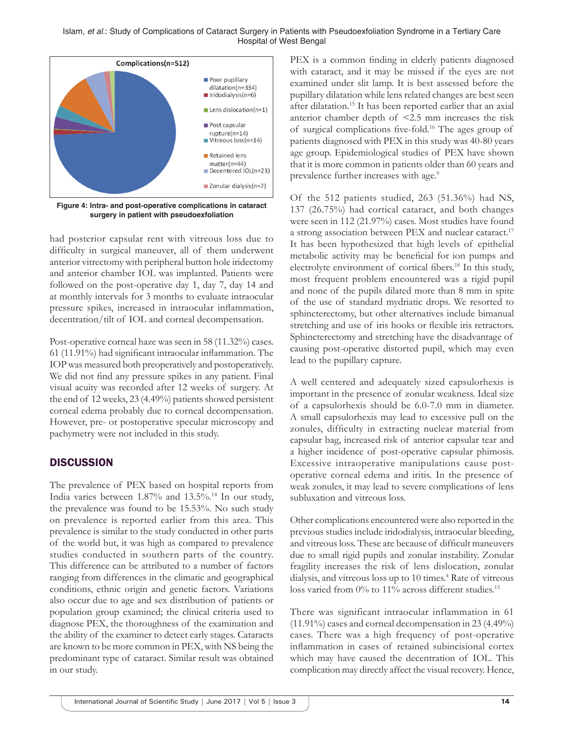Complications(n=512)

- Poor pupillary dilatation(n=334)
- Iridodialysis(n=6)
- Lens dislocation(n=1)
- Post capsular rupture(n=14)
- Vitreous loss(n=14)
- Retained lens matter(n=44)
- Decentered IOL(n=23)
- Zonular dialysis(n=7)

**Figure 4: Intra- and post-operative complications in cataract surgery in patient with pseudoexfoliation**

had posterior capsular rent with vitreous loss due to difficulty in surgical maneuver, all of them underwent anterior vitrectomy with peripheral button hole iridectomy and anterior chamber IOL was implanted. Patients were followed on the post-operative day 1, day 7, day 14 and at monthly intervals for 3 months to evaluate intraocular pressure spikes, increased in intraocular inflammation, decentration/tilt of IOL and corneal decompensation.

Post-operative corneal haze was seen in 58 (11.32%) cases. 61 (11.91%) had significant intraocular inflammation. The IOP was measured both preoperatively and postoperatively. We did not find any pressure spikes in any patient. Final visual acuity was recorded after 12 weeks of surgery. At the end of 12 weeks, 23 (4.49%) patients showed persistent corneal edema probably due to corneal decompensation. However, pre- or postoperative specular microscopy and pachymetry were not included in this study.

## DISCUSSION

The prevalence of PEX based on hospital reports from India varies between 1.87% and 13.5%.[14] In our study, the prevalence was found to be 15.53%. No such study on prevalence is reported earlier from this area. This prevalence is similar to the study conducted in other parts of the world but, it was high as compared to prevalence studies conducted in southern parts of the country. This difference can be attributed to a number of factors ranging from differences in the climatic and geographical conditions, ethnic origin and genetic factors. Variations also occur due to age and sex distribution of patients or population group examined; the clinical criteria used to diagnose PEX, the thoroughness of the examination and the ability of the examiner to detect early stages. Cataracts are known to be more common in PEX, with NS being the predominant type of cataract. Similar result was obtained in our study.

PEX is a common finding in elderly patients diagnosed with cataract, and it may be missed if the eyes are not examined under slit lamp. It is best assessed before the pupillary dilatation while lens related changes are best seen after dilatation.[15] It has been reported earlier that an axial anterior chamber depth of <2.5 mm increases the risk of surgical complications five-fold.[16] The ages group of patients diagnosed with PEX in this study was 40-80 years age group. Epidemiological studies of PEX have shown that it is more common in patients older than 60 years and prevalence further increases with age.[9]

Of the 512 patients studied, 263 (51.36%) had NS, 137 (26.75%) had cortical cataract, and both changes were seen in 112 (21.97%) cases. Most studies have found a strong association between PEX and nuclear cataract.[17] It has been hypothesized that high levels of epithelial metabolic activity may be beneficial for ion pumps and electrolyte environment of cortical fibers.[18] In this study, most frequent problem encountered was a rigid pupil and none of the pupils dilated more than 8 mm in spite of the use of standard mydriatic drops. We resorted to sphincterectomy, but other alternatives include bimanual stretching and use of iris hooks or flexible iris retractors. Sphincterectomy and stretching have the disadvantage of causing post-operative distorted pupil, which may even lead to the pupillary capture.

A well centered and adequately sized capsulorhexis is important in the presence of zonular weakness. Ideal size of a capsulorhexis should be 6.0-7.0 mm in diameter. A small capsulorhexis may lead to excessive pull on the zonules, difficulty in extracting nuclear material from capsular bag, increased risk of anterior capsular tear and a higher incidence of post-operative capsular phimosis. Excessive intraoperative manipulations cause post-operative corneal edema and iritis. In the presence of weak zonules, it may lead to severe complications of lens subluxation and vitreous loss.

Other complications encountered were also reported in the previous studies include iridodialysis, intraocular bleeding, and vitreous loss. These are because of difficult maneuvers due to small rigid pupils and zonular instability. Zonular fragility increases the risk of lens dislocation, zonular dialysis, and vitreous loss up to 10 times.[4] Rate of vitreous loss varied from 0% to 11% across different studies.[15]

There was significant intraocular inflammation in 61 (11.91%) cases and corneal decompensation in 23 (4.49%) cases. There was a high frequency of post-operative inflammation in cases of retained subincisional cortex which may have caused the decentration of IOL. This complication may directly affect the visual recovery. Hence,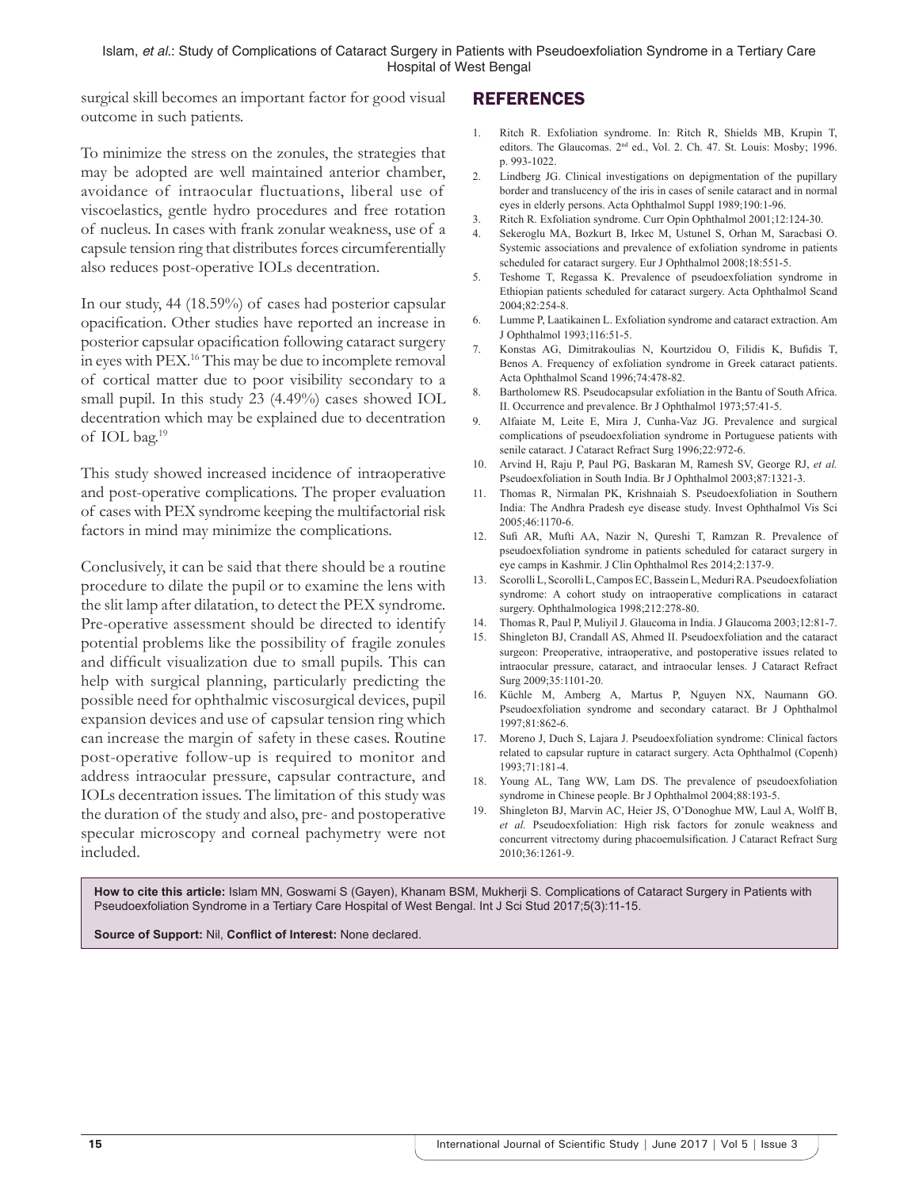surgical skill becomes an important factor for good visual outcome in such patients.

To minimize the stress on the zonules, the strategies that may be adopted are well maintained anterior chamber, avoidance of intraocular fluctuations, liberal use of viscoelastics, gentle hydro procedures and free rotation of nucleus. In cases with frank zonular weakness, use of a capsule tension ring that distributes forces circumferentially also reduces post-operative IOLs decentration.

In our study, 44 (18.59%) of cases had posterior capsular opacification. Other studies have reported an increase in posterior capsular opacification following cataract surgery in eyes with PEX.[16] This may be due to incomplete removal of cortical matter due to poor visibility secondary to a small pupil. In this study 23 (4.49%) cases showed IOL decentration which may be explained due to decentration of IOL bag.[19]

This study showed increased incidence of intraoperative and post-operative complications. The proper evaluation of cases with PEX syndrome keeping the multifactorial risk factors in mind may minimize the complications.

Conclusively, it can be said that there should be a routine procedure to dilate the pupil or to examine the lens with the slit lamp after dilatation, to detect the PEX syndrome. Pre-operative assessment should be directed to identify potential problems like the possibility of fragile zonules and difficult visualization due to small pupils. This can help with surgical planning, particularly predicting the possible need for ophthalmic viscosurgical devices, pupil expansion devices and use of capsular tension ring which can increase the margin of safety in these cases. Routine post-operative follow-up is required to monitor and address intraocular pressure, capsular contracture, and IOLs decentration issues. The limitation of this study was the duration of the study and also, pre- and postoperative specular microscopy and corneal pachymetry were not included.

## REFERENCES

1. Ritch R. Exfoliation syndrome. In: Ritch R, Shields MB, Krupin T, editors. The Glaucomas. 2nd ed., Vol. 2. Ch. 47. St. Louis: Mosby; 1996. p. 993-1022.
2. Lindberg JG. Clinical investigations on depigmentation of the pupillary border and translucency of the iris in cases of senile cataract and in normal eyes in elderly persons. Acta Ophthalmol Suppl 1989;190:1-96.
3. Ritch R. Exfoliation syndrome. Curr Opin Ophthalmol 2001;12:124-30.
4. Sekeroglu MA, Bozkurt B, Irkec M, Ustunel S, Orhan M, Saracbasi O. Systemic associations and prevalence of exfoliation syndrome in patients scheduled for cataract surgery. Eur J Ophthalmol 2008;18:551-5.
5. Teshome T, Regassa K. Prevalence of pseudoexfoliation syndrome in Ethiopian patients scheduled for cataract surgery. Acta Ophthalmol Scand 2004;82:254-8.
6. Lumme P, Laatikainen L. Exfoliation syndrome and cataract extraction. Am J Ophthalmol 1993;116:51-5.
7. Konstas AG, Dimitrakoulias N, Kourtzidou O, Filidis K, Bufidis T, Benos A. Frequency of exfoliation syndrome in Greek cataract patients. Acta Ophthalmol Scand 1996;74:478-82.
8. Bartholomew RS. Pseudocapsular exfoliation in the Bantu of South Africa. II. Occurrence and prevalence. Br J Ophthalmol 1973;57:41-5.
9. Alfaiate M, Leite E, Mira J, Cunha-Vaz JG. Prevalence and surgical complications of pseudoexfoliation syndrome in Portuguese patients with senile cataract. J Cataract Refract Surg 1996;22:972-6.
10. Arvind H, Raju P, Paul PG, Baskaran M, Ramesh SV, George RJ, *et al.* Pseudoexfoliation in South India. Br J Ophthalmol 2003;87:1321-3.
11. Thomas R, Nirmalan PK, Krishnaiah S. Pseudoexfoliation in Southern India: The Andhra Pradesh eye disease study. Invest Ophthalmol Vis Sci 2005;46:1170-6.
12. Sufi AR, Mufti AA, Nazir N, Qureshi T, Ramzan R. Prevalence of pseudoexfoliation syndrome in patients scheduled for cataract surgery in eye camps in Kashmir. J Clin Ophthalmol Res 2014;2:137-9.
13. Scorolli L, Scorolli L, Campos EC, Bassein L, Meduri RA. Pseudoexfoliation syndrome: A cohort study on intraoperative complications in cataract surgery. Ophthalmologica 1998;212:278-80.
14. Thomas R, Paul P, Muliyil J. Glaucoma in India. J Glaucoma 2003;12:81-7.
15. Shingleton BJ, Crandall AS, Ahmed II. Pseudoexfoliation and the cataract surgeon: Preoperative, intraoperative, and postoperative issues related to intraocular pressure, cataract, and intraocular lenses. J Cataract Refract Surg 2009;35:1101-20.
16. Küchle M, Amberg A, Martus P, Nguyen NX, Naumann GO. Pseudoexfoliation syndrome and secondary cataract. Br J Ophthalmol 1997;81:862-6.
17. Moreno J, Duch S, Lajara J. Pseudoexfoliation syndrome: Clinical factors related to capsular rupture in cataract surgery. Acta Ophthalmol (Copenh) 1993;71:181-4.
18. Young AL, Tang WW, Lam DS. The prevalence of pseudoexfoliation syndrome in Chinese people. Br J Ophthalmol 2004;88:193-5.
19. Shingleton BJ, Marvin AC, Heier JS, O'Donoghue MW, Laul A, Wolff B, *et al.* Pseudoexfoliation: High risk factors for zonule weakness and concurrent vitrectomy during phacoemulsification. J Cataract Refract Surg 2010;36:1261-9.

**How to cite this article:** Islam MN, Goswami S (Gayen), Khanam BSM, Mukherji S. Complications of Cataract Surgery in Patients with Pseudoexfoliation Syndrome in a Tertiary Care Hospital of West Bengal. Int J Sci Stud 2017;5(3):11-15.

**Source of Support:** Nil, **Conflict of Interest:** None declared.